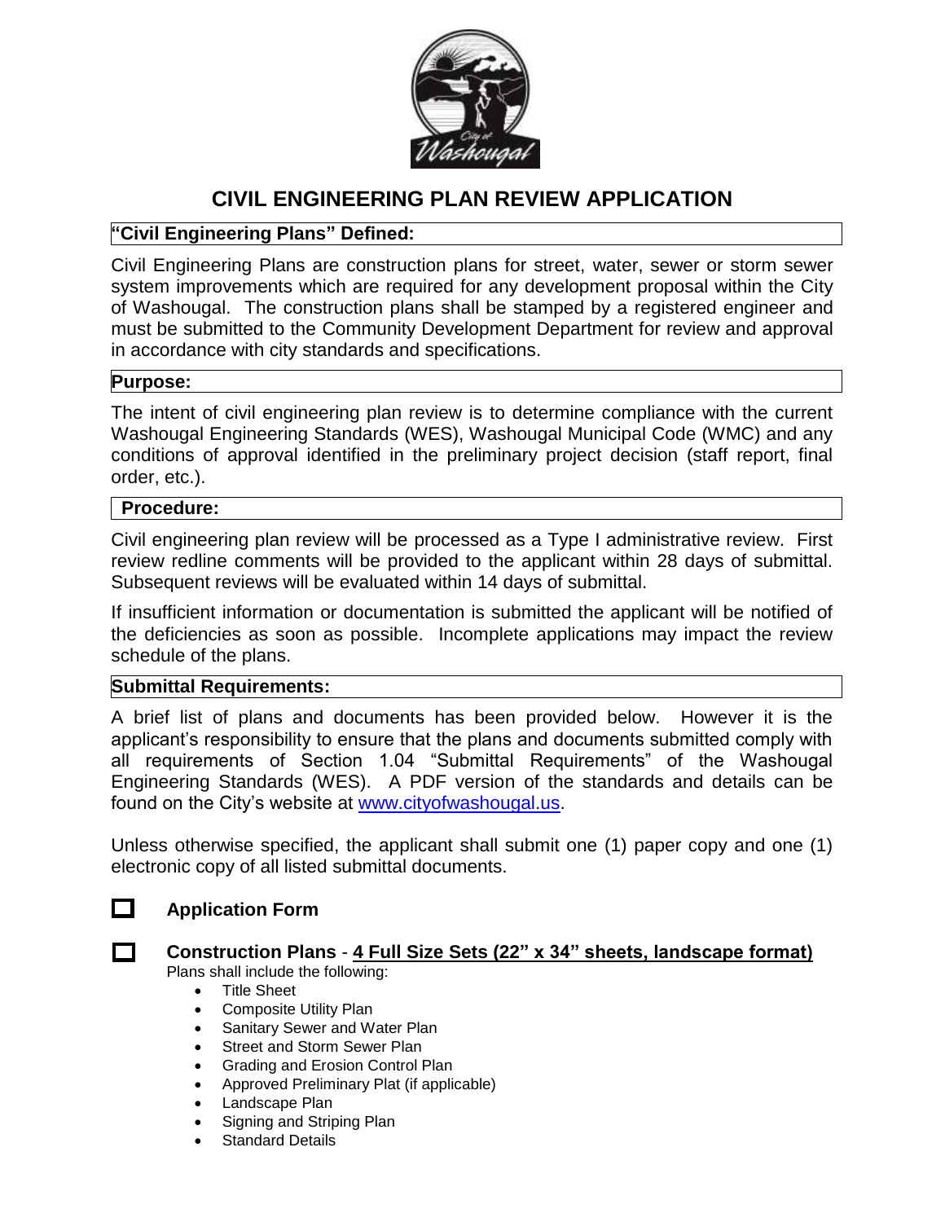# CIVIL ENGINEERING PLAN REVIEW APPLICATION

## "Civil Engineering Plans" Defined:

Civil Engineering Plans are construction plans for street, water, sewer or storm sewer system improvements which are required for any development proposal within the City of Washougal. The construction plans shall be stamped by a registered engineer and must be submitted to the Community Development Department for review and approval in accordance with city standards and specifications.

## Purpose:

The intent of civil engineering plan review is to determine compliance with the current Washougal Engineering Standards (WES), Washougal Municipal Code (WMC) and any conditions of approval identified in the preliminary project decision (staff report, final order, etc.).

## Procedure:

Civil engineering plan review will be processed as a Type I administrative review. First review redline comments will be provided to the applicant within 28 days of submittal. Subsequent reviews will be evaluated within 14 days of submittal.

If insufficient information or documentation is submitted the applicant will be notified of the deficiencies as soon as possible. Incomplete applications may impact the review schedule of the plans.

## Submittal Requirements:

A brief list of plans and documents has been provided below. However it is the applicant's responsibility to ensure that the plans and documents submitted comply with all requirements of Section 1.04 "Submittal Requirements" of the Washougal Engineering Standards (WES). A PDF version of the standards and details can be found on the City's website at [www.cityofwashougal.us](http://www.cityofwashougal.us).

Unless otherwise specified, the applicant shall submit one (1) paper copy and one (1) electronic copy of all listed submittal documents.

- ☐ **Application Form**

- ☐ **Construction Plans** - **4 Full Size Sets (22" x 34" sheets, landscape format)**

  Plans shall include the following:
  - Title Sheet
  - Composite Utility Plan
  - Sanitary Sewer and Water Plan
  - Street and Storm Sewer Plan
  - Grading and Erosion Control Plan
  - Approved Preliminary Plat (if applicable)
  - Landscape Plan
  - Signing and Striping Plan
  - Standard Details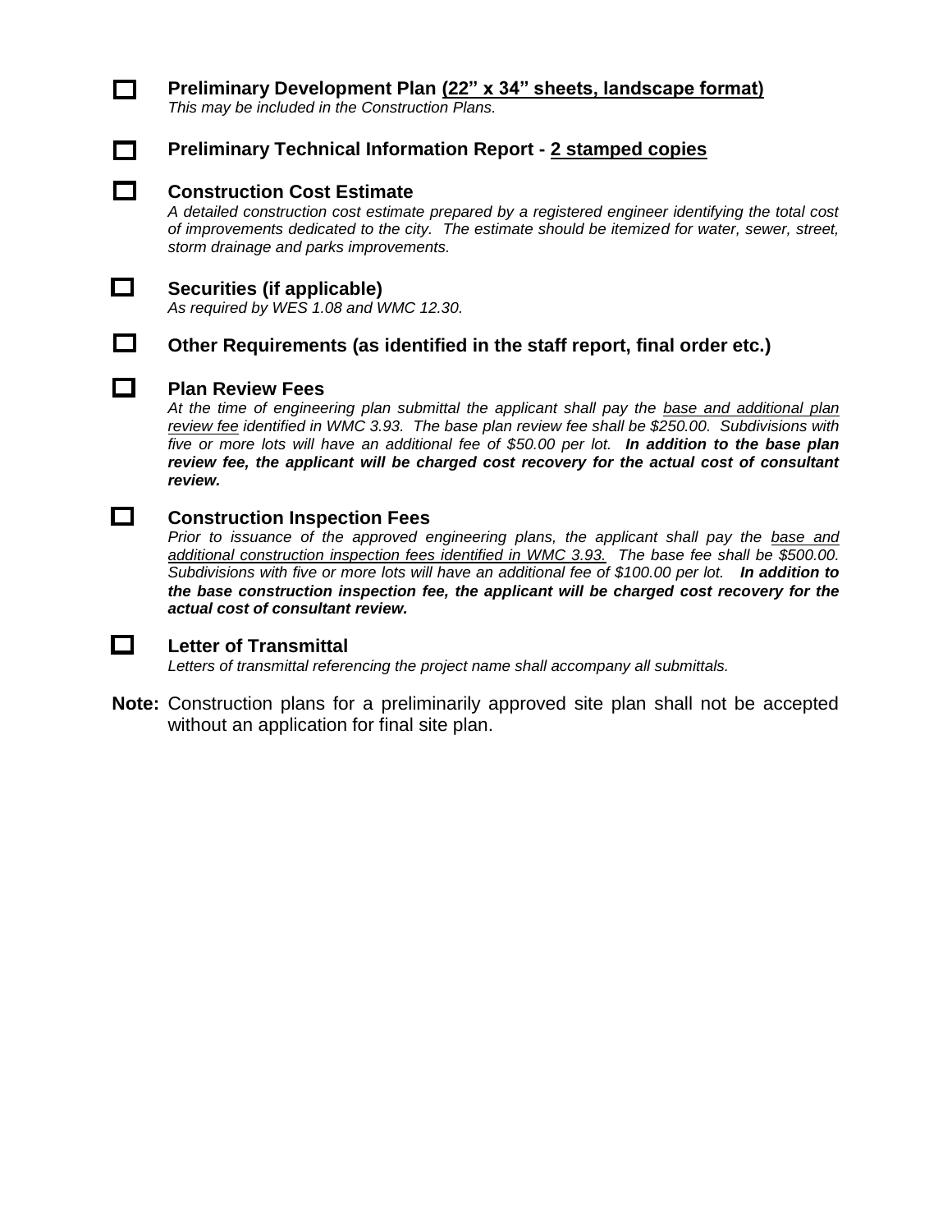- [ ] **Preliminary Development Plan <u>(22" x 34" sheets, landscape format)</u>**
  *This may be included in the Construction Plans.*

- [ ] **Preliminary Technical Information Report - <u>2 stamped copies</u>**

- [ ] **Construction Cost Estimate**
  *A detailed construction cost estimate prepared by a registered engineer identifying the total cost of improvements dedicated to the city. The estimate should be itemized for water, sewer, street, storm drainage and parks improvements.*

- [ ] **Securities (if applicable)**
  *As required by WES 1.08 and WMC 12.30.*

- [ ] **Other Requirements (as identified in the staff report, final order etc.)**

- [ ] **Plan Review Fees**
  *At the time of engineering plan submittal the applicant shall pay the <u>base and additional plan review fee</u> identified in WMC 3.93. The base plan review fee shall be $250.00. Subdivisions with five or more lots will have an additional fee of $50.00 per lot.* ***In addition to the base plan review fee, the applicant will be charged cost recovery for the actual cost of consultant review.***

- [ ] **Construction Inspection Fees**
  *Prior to issuance of the approved engineering plans, the applicant shall pay the <u>base and additional construction inspection fees identified in WMC 3.93.</u> The base fee shall be $500.00. Subdivisions with five or more lots will have an additional fee of $100.00 per lot.* ***In addition to the base construction inspection fee, the applicant will be charged cost recovery for the actual cost of consultant review.***

- [ ] **Letter of Transmittal**
  *Letters of transmittal referencing the project name shall accompany all submittals.*

**Note:** Construction plans for a preliminarily approved site plan shall not be accepted without an application for final site plan.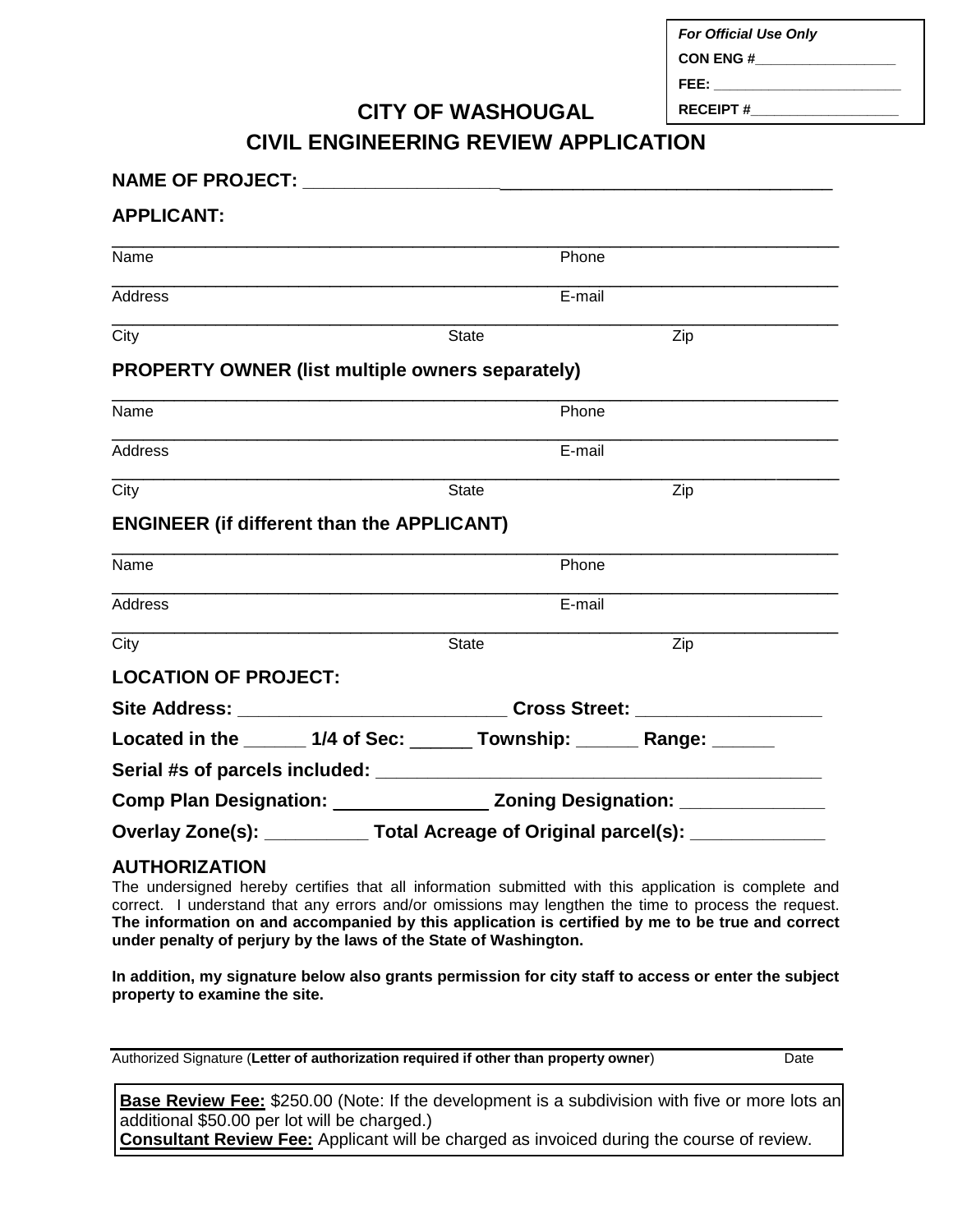*For Official Use Only*

**CON ENG #__________________**

**FEE: ________________________**

**RECEIPT #___________________**

# CITY OF WASHOUGAL

# CIVIL ENGINEERING REVIEW APPLICATION

**NAME OF PROJECT: ________________________________________________________**

## APPLICANT:

______________________________________________________________________________
Name Phone

______________________________________________________________________________
Address E-mail

______________________________________________________________________________
City State Zip

## PROPERTY OWNER (list multiple owners separately)

______________________________________________________________________________
Name Phone

______________________________________________________________________________
Address E-mail

______________________________________________________________________________
City State Zip

## ENGINEER (if different than the APPLICANT)

______________________________________________________________________________
Name Phone

______________________________________________________________________________
Address E-mail

______________________________________________________________________________
City State Zip

## LOCATION OF PROJECT:

**Site Address: __________________________ Cross Street: __________________**

**Located in the ______ 1/4 of Sec: ______ Township: ______ Range: ______**

**Serial #s of parcels included: ____________________________________________**

**Comp Plan Designation: _______________ Zoning Designation: ______________**

**Overlay Zone(s): __________ Total Acreage of Original parcel(s): _____________**

## AUTHORIZATION

The undersigned hereby certifies that all information submitted with this application is complete and correct. I understand that any errors and/or omissions may lengthen the time to process the request. **The information on and accompanied by this application is certified by me to be true and correct under penalty of perjury by the laws of the State of Washington.**

**In addition, my signature below also grants permission for city staff to access or enter the subject property to examine the site.**

______________________________________________________________________________
Authorized Signature (**Letter of authorization required if other than property owner**) Date

**Base Review Fee:** $250.00 (Note: If the development is a subdivision with five or more lots an additional $50.00 per lot will be charged.)
**Consultant Review Fee:** Applicant will be charged as invoiced during the course of review.